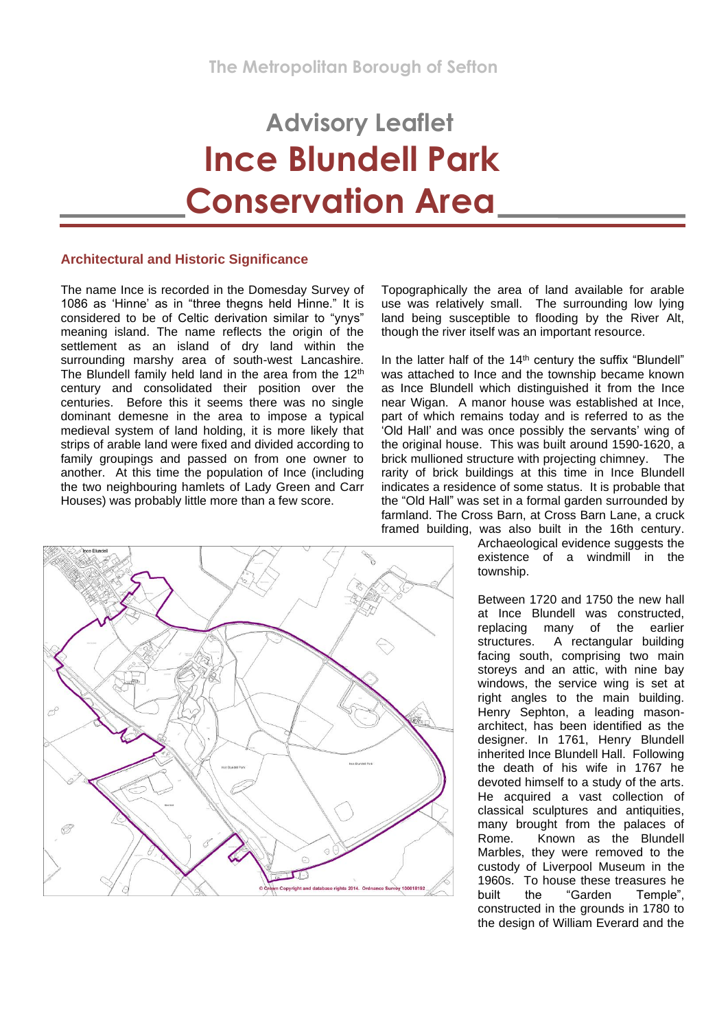The Metropolitan Borough of Sefton

# Advisory Leaflet
# Ince Blundell Park Conservation Area

## Architectural and Historic Significance

The name Ince is recorded in the Domesday Survey of 1086 as 'Hinne' as in "three thegns held Hinne." It is considered to be of Celtic derivation similar to "ynys" meaning island. The name reflects the origin of the settlement as an island of dry land within the surrounding marshy area of south-west Lancashire. The Blundell family held land in the area from the 12th century and consolidated their position over the centuries. Before this it seems there was no single dominant demesne in the area to impose a typical medieval system of land holding, it is more likely that strips of arable land were fixed and divided according to family groupings and passed on from one owner to another. At this time the population of Ince (including the two neighbouring hamlets of Lady Green and Carr Houses) was probably little more than a few score.

Topographically the area of land available for arable use was relatively small. The surrounding low lying land being susceptible to flooding by the River Alt, though the river itself was an important resource.

In the latter half of the 14th century the suffix "Blundell" was attached to Ince and the township became known as Ince Blundell which distinguished it from the Ince near Wigan. A manor house was established at Ince, part of which remains today and is referred to as the 'Old Hall' and was once possibly the servants' wing of the original house. This was built around 1590-1620, a brick mullioned structure with projecting chimney. The rarity of brick buildings at this time in Ince Blundell indicates a residence of some status. It is probable that the "Old Hall" was set in a formal garden surrounded by farmland. The Cross Barn, at Cross Barn Lane, a cruck framed building, was also built in the 16th century. Archaeological evidence suggests the existence of a windmill in the township.

Between 1720 and 1750 the new hall at Ince Blundell was constructed, replacing many of the earlier structures. A rectangular building facing south, comprising two main storeys and an attic, with nine bay windows, the service wing is set at right angles to the main building. Henry Sephton, a leading mason-architect, has been identified as the designer. In 1761, Henry Blundell inherited Ince Blundell Hall. Following the death of his wife in 1767 he devoted himself to a study of the arts. He acquired a vast collection of classical sculptures and antiquities, many brought from the palaces of Rome. Known as the Blundell Marbles, they were removed to the custody of Liverpool Museum in the 1960s. To house these treasures he built the "Garden Temple", constructed in the grounds in 1780 to the design of William Everard and the

© Crown Copyright and database rights 2014. Ordnance Survey 100018192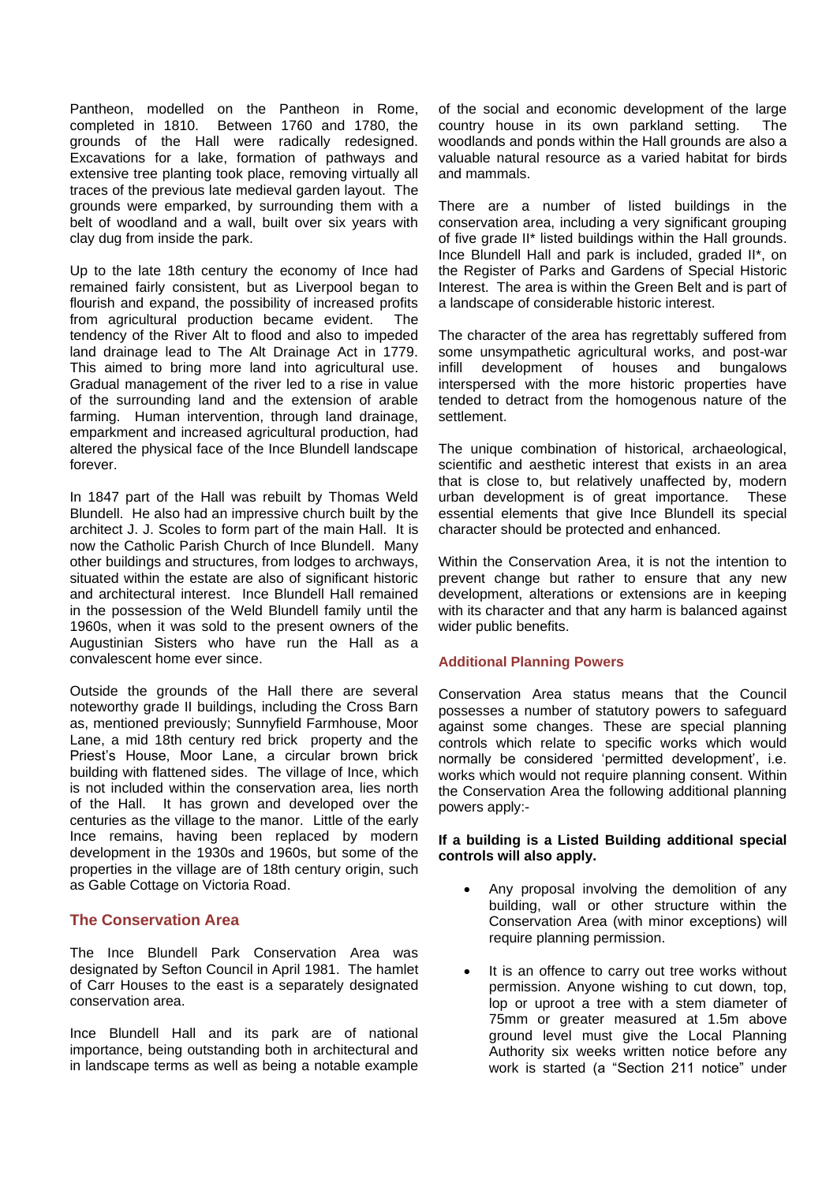Pantheon, modelled on the Pantheon in Rome, completed in 1810. Between 1760 and 1780, the grounds of the Hall were radically redesigned. Excavations for a lake, formation of pathways and extensive tree planting took place, removing virtually all traces of the previous late medieval garden layout. The grounds were emparked, by surrounding them with a belt of woodland and a wall, built over six years with clay dug from inside the park.

Up to the late 18th century the economy of Ince had remained fairly consistent, but as Liverpool began to flourish and expand, the possibility of increased profits from agricultural production became evident. The tendency of the River Alt to flood and also to impeded land drainage lead to The Alt Drainage Act in 1779. This aimed to bring more land into agricultural use. Gradual management of the river led to a rise in value of the surrounding land and the extension of arable farming. Human intervention, through land drainage, emparkment and increased agricultural production, had altered the physical face of the Ince Blundell landscape forever.

In 1847 part of the Hall was rebuilt by Thomas Weld Blundell. He also had an impressive church built by the architect J. J. Scoles to form part of the main Hall. It is now the Catholic Parish Church of Ince Blundell. Many other buildings and structures, from lodges to archways, situated within the estate are also of significant historic and architectural interest. Ince Blundell Hall remained in the possession of the Weld Blundell family until the 1960s, when it was sold to the present owners of the Augustinian Sisters who have run the Hall as a convalescent home ever since.

Outside the grounds of the Hall there are several noteworthy grade II buildings, including the Cross Barn as, mentioned previously; Sunnyfield Farmhouse, Moor Lane, a mid 18th century red brick property and the Priest's House, Moor Lane, a circular brown brick building with flattened sides. The village of Ince, which is not included within the conservation area, lies north of the Hall. It has grown and developed over the centuries as the village to the manor. Little of the early Ince remains, having been replaced by modern development in the 1930s and 1960s, but some of the properties in the village are of 18th century origin, such as Gable Cottage on Victoria Road.

## The Conservation Area

The Ince Blundell Park Conservation Area was designated by Sefton Council in April 1981. The hamlet of Carr Houses to the east is a separately designated conservation area.

Ince Blundell Hall and its park are of national importance, being outstanding both in architectural and in landscape terms as well as being a notable example of the social and economic development of the large country house in its own parkland setting. The woodlands and ponds within the Hall grounds are also a valuable natural resource as a varied habitat for birds and mammals.

There are a number of listed buildings in the conservation area, including a very significant grouping of five grade II* listed buildings within the Hall grounds. Ince Blundell Hall and park is included, graded II*, on the Register of Parks and Gardens of Special Historic Interest. The area is within the Green Belt and is part of a landscape of considerable historic interest.

The character of the area has regrettably suffered from some unsympathetic agricultural works, and post-war infill development of houses and bungalows interspersed with the more historic properties have tended to detract from the homogenous nature of the settlement.

The unique combination of historical, archaeological, scientific and aesthetic interest that exists in an area that is close to, but relatively unaffected by, modern urban development is of great importance. These essential elements that give Ince Blundell its special character should be protected and enhanced.

Within the Conservation Area, it is not the intention to prevent change but rather to ensure that any new development, alterations or extensions are in keeping with its character and that any harm is balanced against wider public benefits.

### Additional Planning Powers

Conservation Area status means that the Council possesses a number of statutory powers to safeguard against some changes. These are special planning controls which relate to specific works which would normally be considered 'permitted development', i.e. works which would not require planning consent. Within the Conservation Area the following additional planning powers apply:-

**If a building is a Listed Building additional special controls will also apply.**

- Any proposal involving the demolition of any building, wall or other structure within the Conservation Area (with minor exceptions) will require planning permission.
- It is an offence to carry out tree works without permission. Anyone wishing to cut down, top, lop or uproot a tree with a stem diameter of 75mm or greater measured at 1.5m above ground level must give the Local Planning Authority six weeks written notice before any work is started (a "Section 211 notice" under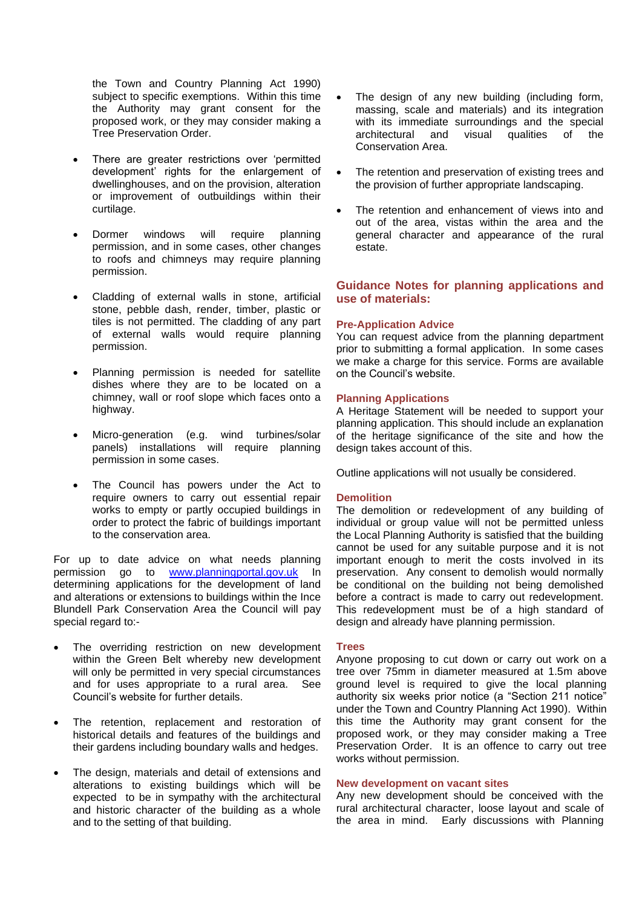the Town and Country Planning Act 1990) subject to specific exemptions. Within this time the Authority may grant consent for the proposed work, or they may consider making a Tree Preservation Order.

- There are greater restrictions over 'permitted development' rights for the enlargement of dwellinghouses, and on the provision, alteration or improvement of outbuildings within their curtilage.

- Dormer windows will require planning permission, and in some cases, other changes to roofs and chimneys may require planning permission.

- Cladding of external walls in stone, artificial stone, pebble dash, render, timber, plastic or tiles is not permitted. The cladding of any part of external walls would require planning permission.

- Planning permission is needed for satellite dishes where they are to be located on a chimney, wall or roof slope which faces onto a highway.

- Micro-generation (e.g. wind turbines/solar panels) installations will require planning permission in some cases.

- The Council has powers under the Act to require owners to carry out essential repair works to empty or partly occupied buildings in order to protect the fabric of buildings important to the conservation area.

For up to date advice on what needs planning permission go to [www.planningportal.gov.uk](http://www.planningportal.gov.uk) In determining applications for the development of land and alterations or extensions to buildings within the Ince Blundell Park Conservation Area the Council will pay special regard to:-

- The overriding restriction on new development within the Green Belt whereby new development will only be permitted in very special circumstances and for uses appropriate to a rural area. See Council's website for further details.

- The retention, replacement and restoration of historical details and features of the buildings and their gardens including boundary walls and hedges.

- The design, materials and detail of extensions and alterations to existing buildings which will be expected to be in sympathy with the architectural and historic character of the building as a whole and to the setting of that building.

- The design of any new building (including form, massing, scale and materials) and its integration with its immediate surroundings and the special architectural and visual qualities of the Conservation Area.

- The retention and preservation of existing trees and the provision of further appropriate landscaping.

- The retention and enhancement of views into and out of the area, vistas within the area and the general character and appearance of the rural estate.

## Guidance Notes for planning applications and use of materials:

### Pre-Application Advice

You can request advice from the planning department prior to submitting a formal application. In some cases we make a charge for this service. Forms are available on the Council's website.

### Planning Applications

A Heritage Statement will be needed to support your planning application. This should include an explanation of the heritage significance of the site and how the design takes account of this.

Outline applications will not usually be considered.

### Demolition

The demolition or redevelopment of any building of individual or group value will not be permitted unless the Local Planning Authority is satisfied that the building cannot be used for any suitable purpose and it is not important enough to merit the costs involved in its preservation. Any consent to demolish would normally be conditional on the building not being demolished before a contract is made to carry out redevelopment. This redevelopment must be of a high standard of design and already have planning permission.

### Trees

Anyone proposing to cut down or carry out work on a tree over 75mm in diameter measured at 1.5m above ground level is required to give the local planning authority six weeks prior notice (a "Section 211 notice" under the Town and Country Planning Act 1990). Within this time the Authority may grant consent for the proposed work, or they may consider making a Tree Preservation Order. It is an offence to carry out tree works without permission.

### New development on vacant sites

Any new development should be conceived with the rural architectural character, loose layout and scale of the area in mind. Early discussions with Planning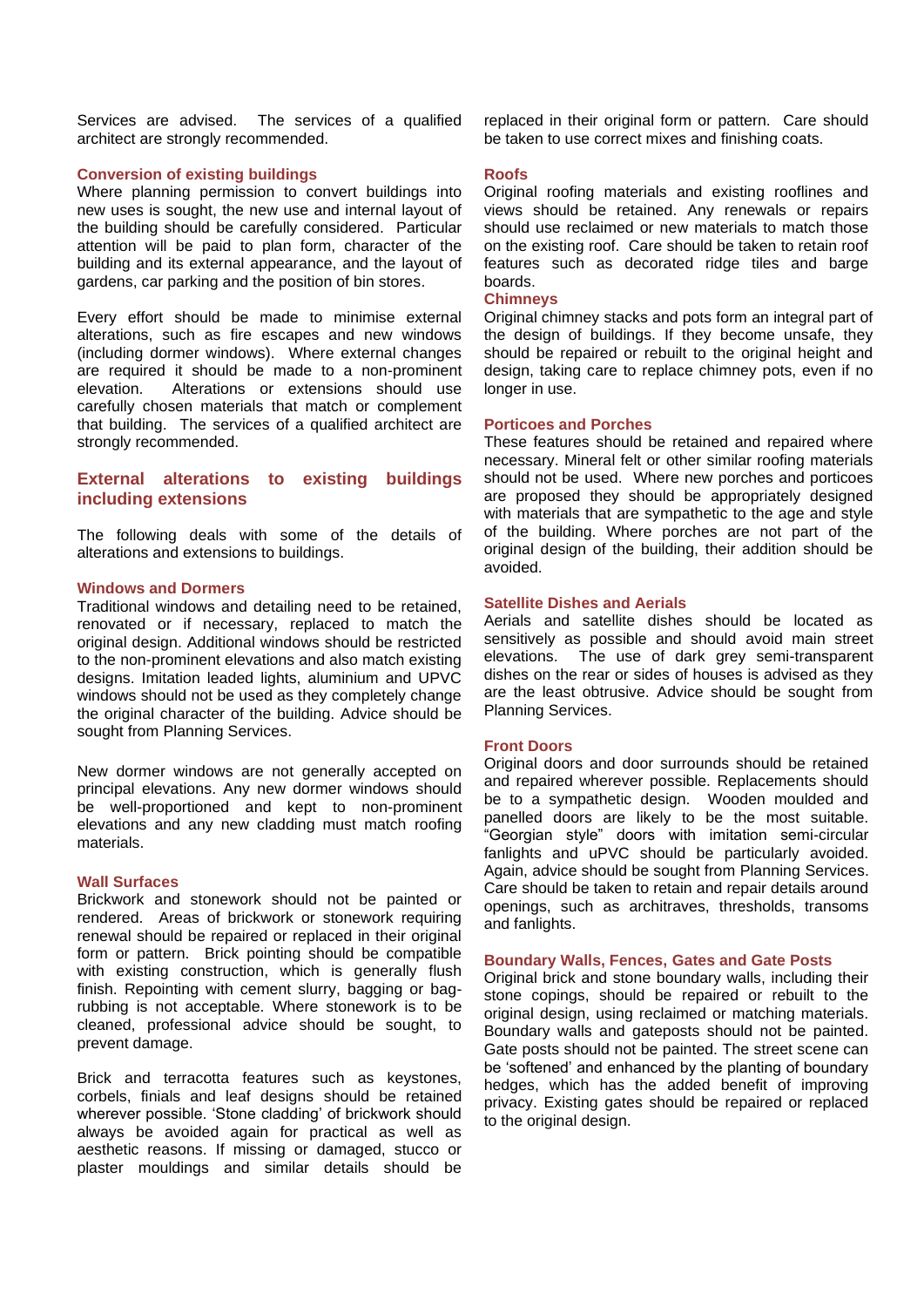Services are advised. The services of a qualified architect are strongly recommended.

### Conversion of existing buildings

Where planning permission to convert buildings into new uses is sought, the new use and internal layout of the building should be carefully considered. Particular attention will be paid to plan form, character of the building and its external appearance, and the layout of gardens, car parking and the position of bin stores.

Every effort should be made to minimise external alterations, such as fire escapes and new windows (including dormer windows). Where external changes are required it should be made to a non-prominent elevation. Alterations or extensions should use carefully chosen materials that match or complement that building. The services of a qualified architect are strongly recommended.

## External alterations to existing buildings including extensions

The following deals with some of the details of alterations and extensions to buildings.

### Windows and Dormers

Traditional windows and detailing need to be retained, renovated or if necessary, replaced to match the original design. Additional windows should be restricted to the non-prominent elevations and also match existing designs. Imitation leaded lights, aluminium and UPVC windows should not be used as they completely change the original character of the building. Advice should be sought from Planning Services.

New dormer windows are not generally accepted on principal elevations. Any new dormer windows should be well-proportioned and kept to non-prominent elevations and any new cladding must match roofing materials.

### Wall Surfaces

Brickwork and stonework should not be painted or rendered. Areas of brickwork or stonework requiring renewal should be repaired or replaced in their original form or pattern. Brick pointing should be compatible with existing construction, which is generally flush finish. Repointing with cement slurry, bagging or bag-rubbing is not acceptable. Where stonework is to be cleaned, professional advice should be sought, to prevent damage.

Brick and terracotta features such as keystones, corbels, finials and leaf designs should be retained wherever possible. 'Stone cladding' of brickwork should always be avoided again for practical as well as aesthetic reasons. If missing or damaged, stucco or plaster mouldings and similar details should be replaced in their original form or pattern. Care should be taken to use correct mixes and finishing coats.

### Roofs

Original roofing materials and existing rooflines and views should be retained. Any renewals or repairs should use reclaimed or new materials to match those on the existing roof. Care should be taken to retain roof features such as decorated ridge tiles and barge boards.

### Chimneys

Original chimney stacks and pots form an integral part of the design of buildings. If they become unsafe, they should be repaired or rebuilt to the original height and design, taking care to replace chimney pots, even if no longer in use.

### Porticoes and Porches

These features should be retained and repaired where necessary. Mineral felt or other similar roofing materials should not be used. Where new porches and porticoes are proposed they should be appropriately designed with materials that are sympathetic to the age and style of the building. Where porches are not part of the original design of the building, their addition should be avoided.

### Satellite Dishes and Aerials

Aerials and satellite dishes should be located as sensitively as possible and should avoid main street elevations. The use of dark grey semi-transparent dishes on the rear or sides of houses is advised as they are the least obtrusive. Advice should be sought from Planning Services.

### Front Doors

Original doors and door surrounds should be retained and repaired wherever possible. Replacements should be to a sympathetic design. Wooden moulded and panelled doors are likely to be the most suitable. "Georgian style" doors with imitation semi-circular fanlights and uPVC should be particularly avoided. Again, advice should be sought from Planning Services. Care should be taken to retain and repair details around openings, such as architraves, thresholds, transoms and fanlights.

### Boundary Walls, Fences, Gates and Gate Posts

Original brick and stone boundary walls, including their stone copings, should be repaired or rebuilt to the original design, using reclaimed or matching materials. Boundary walls and gateposts should not be painted. Gate posts should not be painted. The street scene can be 'softened' and enhanced by the planting of boundary hedges, which has the added benefit of improving privacy. Existing gates should be repaired or replaced to the original design.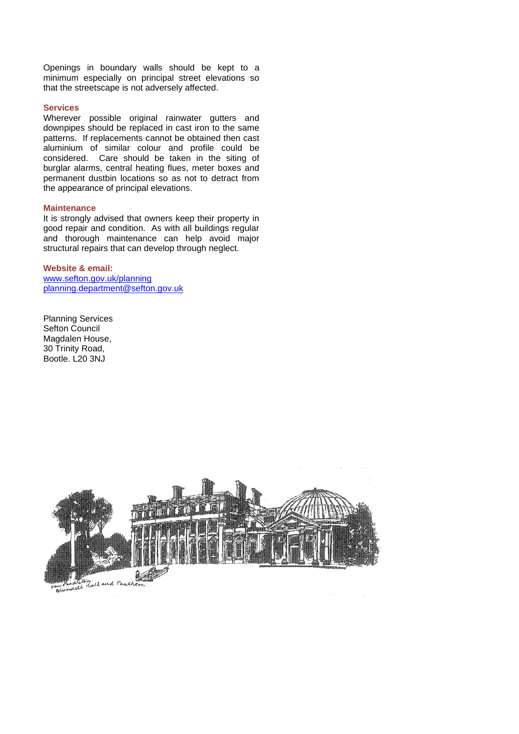Openings in boundary walls should be kept to a minimum especially on principal street elevations so that the streetscape is not adversely affected.

### Services

Wherever possible original rainwater gutters and downpipes should be replaced in cast iron to the same patterns. If replacements cannot be obtained then cast aluminium of similar colour and profile could be considered. Care should be taken in the siting of burglar alarms, central heating flues, meter boxes and permanent dustbin locations so as not to detract from the appearance of principal elevations.

### Maintenance

It is strongly advised that owners keep their property in good repair and condition. As with all buildings regular and thorough maintenance can help avoid major structural repairs that can develop through neglect.

### Website & email:

www.sefton.gov.uk/planning
planning.department@sefton.gov.uk

Planning Services
Sefton Council
Magdalen House,
30 Trinity Road,
Bootle. L20 3NJ